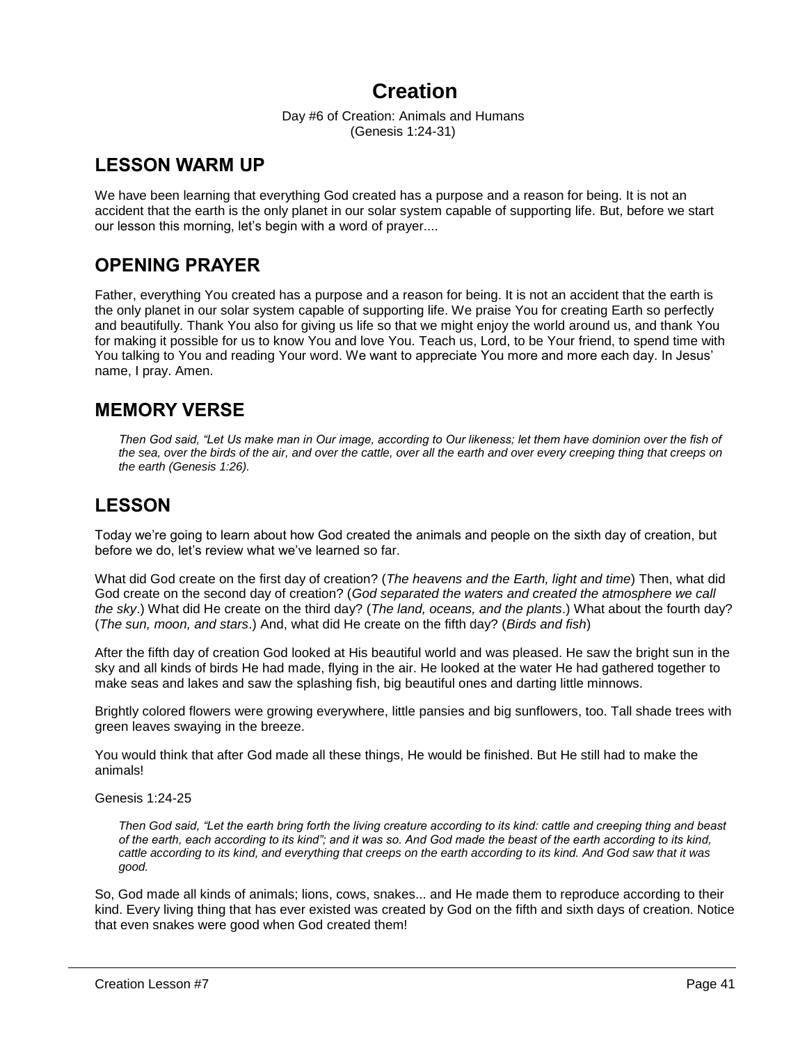# Creation

Day #6 of Creation: Animals and Humans
(Genesis 1:24-31)

## LESSON WARM UP

We have been learning that everything God created has a purpose and a reason for being. It is not an accident that the earth is the only planet in our solar system capable of supporting life. But, before we start our lesson this morning, let's begin with a word of prayer....

## OPENING PRAYER

Father, everything You created has a purpose and a reason for being. It is not an accident that the earth is the only planet in our solar system capable of supporting life. We praise You for creating Earth so perfectly and beautifully. Thank You also for giving us life so that we might enjoy the world around us, and thank You for making it possible for us to know You and love You. Teach us, Lord, to be Your friend, to spend time with You talking to You and reading Your word. We want to appreciate You more and more each day. In Jesus' name, I pray. Amen.

## MEMORY VERSE

> *Then God said, "Let Us make man in Our image, according to Our likeness; let them have dominion over the fish of the sea, over the birds of the air, and over the cattle, over all the earth and over every creeping thing that creeps on the earth (Genesis 1:26).*

## LESSON

Today we're going to learn about how God created the animals and people on the sixth day of creation, but before we do, let's review what we've learned so far.

What did God create on the first day of creation? (*The heavens and the Earth, light and time*) Then, what did God create on the second day of creation? (*God separated the waters and created the atmosphere we call the sky*.) What did He create on the third day? (*The land, oceans, and the plants*.) What about the fourth day? (*The sun, moon, and stars*.) And, what did He create on the fifth day? (*Birds and fish*)

After the fifth day of creation God looked at His beautiful world and was pleased. He saw the bright sun in the sky and all kinds of birds He had made, flying in the air. He looked at the water He had gathered together to make seas and lakes and saw the splashing fish, big beautiful ones and darting little minnows.

Brightly colored flowers were growing everywhere, little pansies and big sunflowers, too. Tall shade trees with green leaves swaying in the breeze.

You would think that after God made all these things, He would be finished. But He still had to make the animals!

Genesis 1:24-25

> *Then God said, "Let the earth bring forth the living creature according to its kind: cattle and creeping thing and beast of the earth, each according to its kind"; and it was so. And God made the beast of the earth according to its kind, cattle according to its kind, and everything that creeps on the earth according to its kind. And God saw that it was good.*

So, God made all kinds of animals; lions, cows, snakes... and He made them to reproduce according to their kind. Every living thing that has ever existed was created by God on the fifth and sixth days of creation. Notice that even snakes were good when God created them!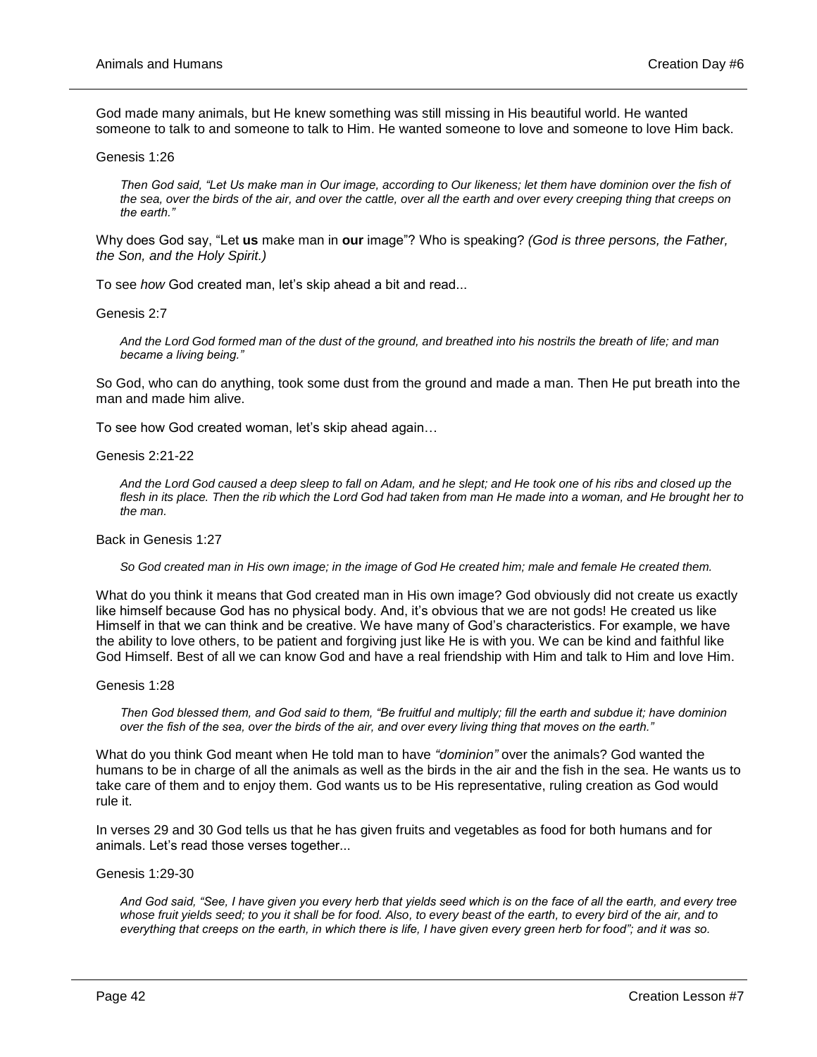God made many animals, but He knew something was still missing in His beautiful world. He wanted someone to talk to and someone to talk to Him. He wanted someone to love and someone to love Him back.

Genesis 1:26

> *Then God said, "Let Us make man in Our image, according to Our likeness; let them have dominion over the fish of the sea, over the birds of the air, and over the cattle, over all the earth and over every creeping thing that creeps on the earth."*

Why does God say, "Let **us** make man in **our** image"? Who is speaking? *(God is three persons, the Father, the Son, and the Holy Spirit.)*

To see *how* God created man, let's skip ahead a bit and read...

Genesis 2:7

> *And the Lord God formed man of the dust of the ground, and breathed into his nostrils the breath of life; and man became a living being."*

So God, who can do anything, took some dust from the ground and made a man. Then He put breath into the man and made him alive.

To see how God created woman, let's skip ahead again…

Genesis 2:21-22

> *And the Lord God caused a deep sleep to fall on Adam, and he slept; and He took one of his ribs and closed up the flesh in its place. Then the rib which the Lord God had taken from man He made into a woman, and He brought her to the man.*

Back in Genesis 1:27

> *So God created man in His own image; in the image of God He created him; male and female He created them.*

What do you think it means that God created man in His own image? God obviously did not create us exactly like himself because God has no physical body. And, it's obvious that we are not gods! He created us like Himself in that we can think and be creative. We have many of God's characteristics. For example, we have the ability to love others, to be patient and forgiving just like He is with you. We can be kind and faithful like God Himself. Best of all we can know God and have a real friendship with Him and talk to Him and love Him.

Genesis 1:28

> *Then God blessed them, and God said to them, "Be fruitful and multiply; fill the earth and subdue it; have dominion over the fish of the sea, over the birds of the air, and over every living thing that moves on the earth."*

What do you think God meant when He told man to have *"dominion"* over the animals? God wanted the humans to be in charge of all the animals as well as the birds in the air and the fish in the sea. He wants us to take care of them and to enjoy them. God wants us to be His representative, ruling creation as God would rule it.

In verses 29 and 30 God tells us that he has given fruits and vegetables as food for both humans and for animals. Let's read those verses together...

Genesis 1:29-30

> *And God said, "See, I have given you every herb that yields seed which is on the face of all the earth, and every tree whose fruit yields seed; to you it shall be for food. Also, to every beast of the earth, to every bird of the air, and to everything that creeps on the earth, in which there is life, I have given every green herb for food"; and it was so.*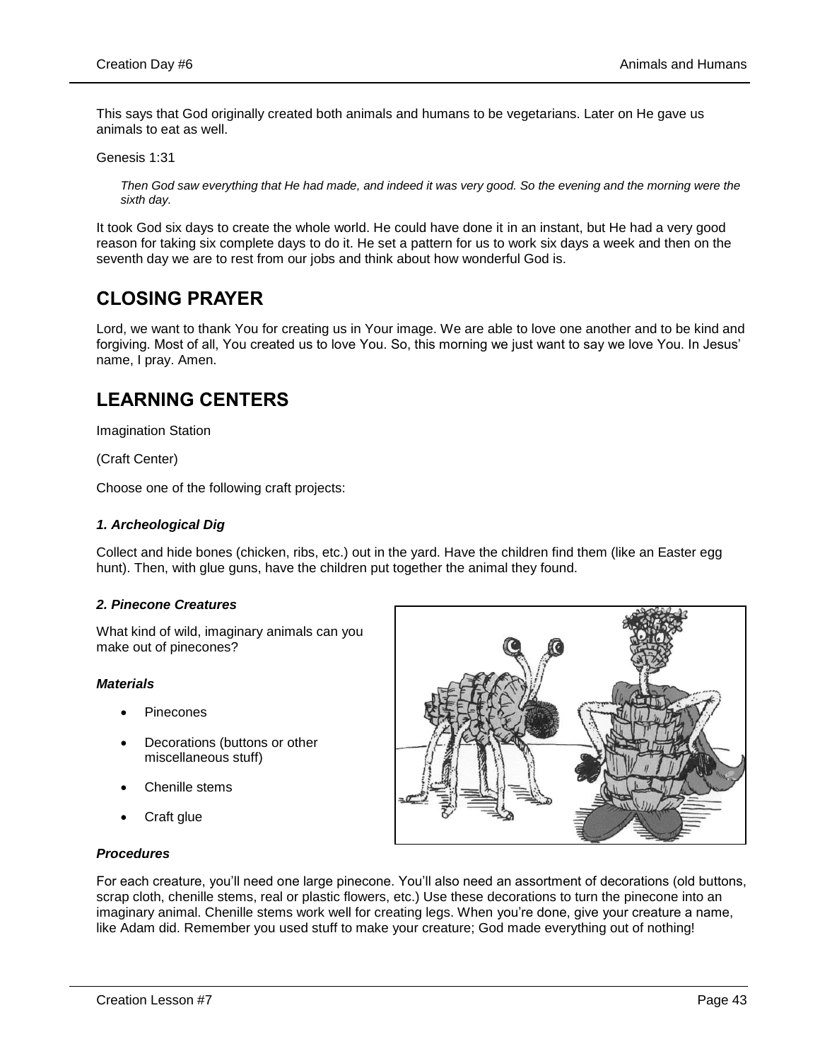This says that God originally created both animals and humans to be vegetarians. Later on He gave us animals to eat as well.

Genesis 1:31

> *Then God saw everything that He had made, and indeed it was very good. So the evening and the morning were the sixth day.*

It took God six days to create the whole world. He could have done it in an instant, but He had a very good reason for taking six complete days to do it. He set a pattern for us to work six days a week and then on the seventh day we are to rest from our jobs and think about how wonderful God is.

## CLOSING PRAYER

Lord, we want to thank You for creating us in Your image. We are able to love one another and to be kind and forgiving. Most of all, You created us to love You. So, this morning we just want to say we love You. In Jesus' name, I pray. Amen.

## LEARNING CENTERS

Imagination Station

(Craft Center)

Choose one of the following craft projects:

#### *1. Archeological Dig*

Collect and hide bones (chicken, ribs, etc.) out in the yard. Have the children find them (like an Easter egg hunt). Then, with glue guns, have the children put together the animal they found.

#### *2. Pinecone Creatures*

What kind of wild, imaginary animals can you make out of pinecones?

#### *Materials*

- Pinecones
- Decorations (buttons or other miscellaneous stuff)
- Chenille stems
- Craft glue

#### *Procedures*

For each creature, you'll need one large pinecone. You'll also need an assortment of decorations (old buttons, scrap cloth, chenille stems, real or plastic flowers, etc.) Use these decorations to turn the pinecone into an imaginary animal. Chenille stems work well for creating legs. When you're done, give your creature a name, like Adam did. Remember you used stuff to make your creature; God made everything out of nothing!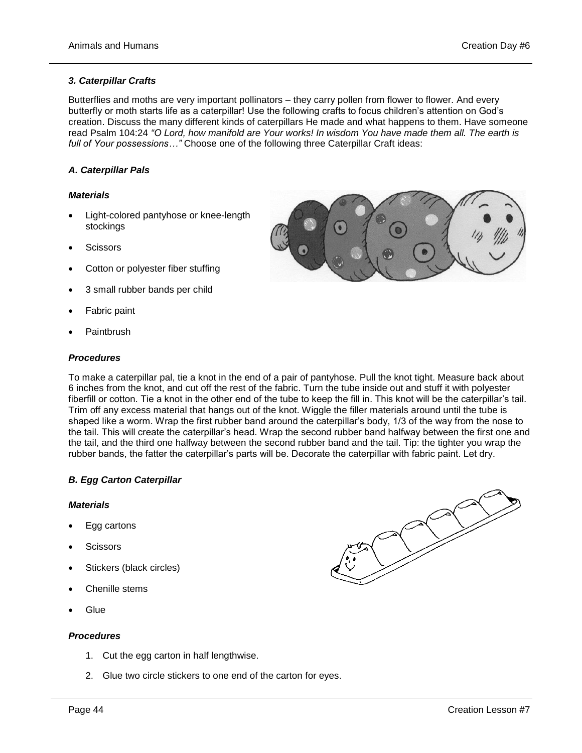### *3. Caterpillar Crafts*

Butterflies and moths are very important pollinators – they carry pollen from flower to flower. And every butterfly or moth starts life as a caterpillar! Use the following crafts to focus children's attention on God's creation. Discuss the many different kinds of caterpillars He made and what happens to them. Have someone read Psalm 104:24 *"O Lord, how manifold are Your works! In wisdom You have made them all. The earth is full of Your possessions…"* Choose one of the following three Caterpillar Craft ideas:

#### *A. Caterpillar Pals*

***Materials***

- Light-colored pantyhose or knee-length stockings
- Scissors
- Cotton or polyester fiber stuffing
- 3 small rubber bands per child
- Fabric paint
- Paintbrush

***Procedures***

To make a caterpillar pal, tie a knot in the end of a pair of pantyhose. Pull the knot tight. Measure back about 6 inches from the knot, and cut off the rest of the fabric. Turn the tube inside out and stuff it with polyester fiberfill or cotton. Tie a knot in the other end of the tube to keep the fill in. This knot will be the caterpillar's tail. Trim off any excess material that hangs out of the knot. Wiggle the filler materials around until the tube is shaped like a worm. Wrap the first rubber band around the caterpillar's body, 1/3 of the way from the nose to the tail. This will create the caterpillar's head. Wrap the second rubber band halfway between the first one and the tail, and the third one halfway between the second rubber band and the tail. Tip: the tighter you wrap the rubber bands, the fatter the caterpillar's parts will be. Decorate the caterpillar with fabric paint. Let dry.

#### *B. Egg Carton Caterpillar*

***Materials***

- Egg cartons
- Scissors
- Stickers (black circles)
- Chenille stems
- Glue

***Procedures***

1. Cut the egg carton in half lengthwise.
2. Glue two circle stickers to one end of the carton for eyes.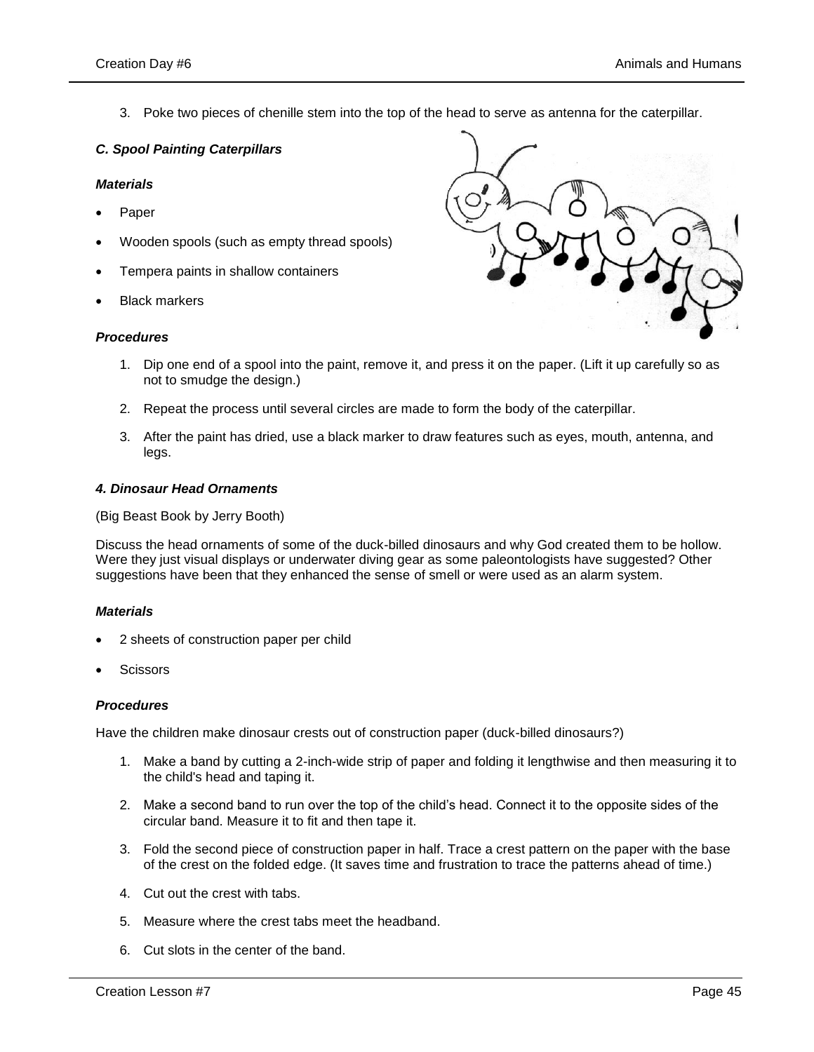3. Poke two pieces of chenille stem into the top of the head to serve as antenna for the caterpillar.

### *C. Spool Painting Caterpillars*

#### *Materials*

- Paper
- Wooden spools (such as empty thread spools)
- Tempera paints in shallow containers
- Black markers

#### *Procedures*

1. Dip one end of a spool into the paint, remove it, and press it on the paper. (Lift it up carefully so as not to smudge the design.)
2. Repeat the process until several circles are made to form the body of the caterpillar.
3. After the paint has dried, use a black marker to draw features such as eyes, mouth, antenna, and legs.

### *4. Dinosaur Head Ornaments*

(Big Beast Book by Jerry Booth)

Discuss the head ornaments of some of the duck-billed dinosaurs and why God created them to be hollow. Were they just visual displays or underwater diving gear as some paleontologists have suggested? Other suggestions have been that they enhanced the sense of smell or were used as an alarm system.

#### *Materials*

- 2 sheets of construction paper per child
- Scissors

#### *Procedures*

Have the children make dinosaur crests out of construction paper (duck-billed dinosaurs?)

1. Make a band by cutting a 2-inch-wide strip of paper and folding it lengthwise and then measuring it to the child's head and taping it.
2. Make a second band to run over the top of the child's head. Connect it to the opposite sides of the circular band. Measure it to fit and then tape it.
3. Fold the second piece of construction paper in half. Trace a crest pattern on the paper with the base of the crest on the folded edge. (It saves time and frustration to trace the patterns ahead of time.)
4. Cut out the crest with tabs.
5. Measure where the crest tabs meet the headband.
6. Cut slots in the center of the band.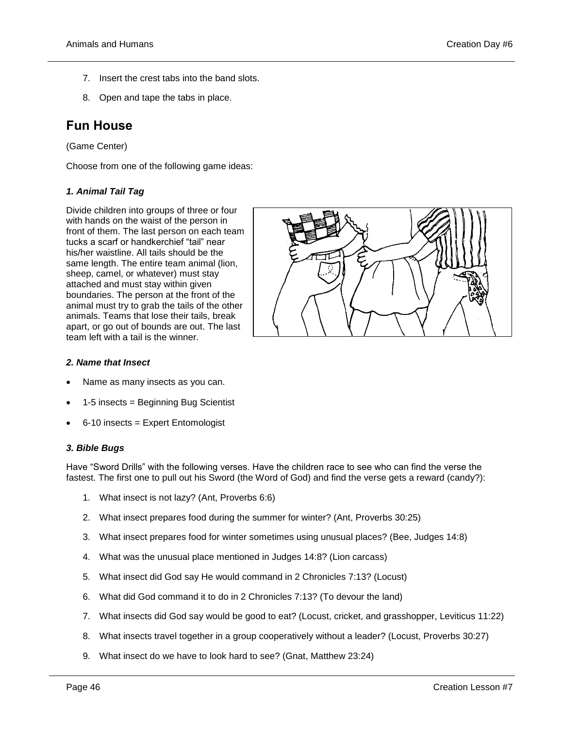7. Insert the crest tabs into the band slots.

8. Open and tape the tabs in place.

## Fun House

(Game Center)

Choose from one of the following game ideas:

### *1. Animal Tail Tag*

Divide children into groups of three or four with hands on the waist of the person in front of them. The last person on each team tucks a scarf or handkerchief "tail" near his/her waistline. All tails should be the same length. The entire team animal (lion, sheep, camel, or whatever) must stay attached and must stay within given boundaries. The person at the front of the animal must try to grab the tails of the other animals. Teams that lose their tails, break apart, or go out of bounds are out. The last team left with a tail is the winner.

### *2. Name that Insect*

- Name as many insects as you can.
- 1-5 insects = Beginning Bug Scientist
- 6-10 insects = Expert Entomologist

### *3. Bible Bugs*

Have "Sword Drills" with the following verses. Have the children race to see who can find the verse the fastest. The first one to pull out his Sword (the Word of God) and find the verse gets a reward (candy?):

1. What insect is not lazy? (Ant, Proverbs 6:6)
2. What insect prepares food during the summer for winter? (Ant, Proverbs 30:25)
3. What insect prepares food for winter sometimes using unusual places? (Bee, Judges 14:8)
4. What was the unusual place mentioned in Judges 14:8? (Lion carcass)
5. What insect did God say He would command in 2 Chronicles 7:13? (Locust)
6. What did God command it to do in 2 Chronicles 7:13? (To devour the land)
7. What insects did God say would be good to eat? (Locust, cricket, and grasshopper, Leviticus 11:22)
8. What insects travel together in a group cooperatively without a leader? (Locust, Proverbs 30:27)
9. What insect do we have to look hard to see? (Gnat, Matthew 23:24)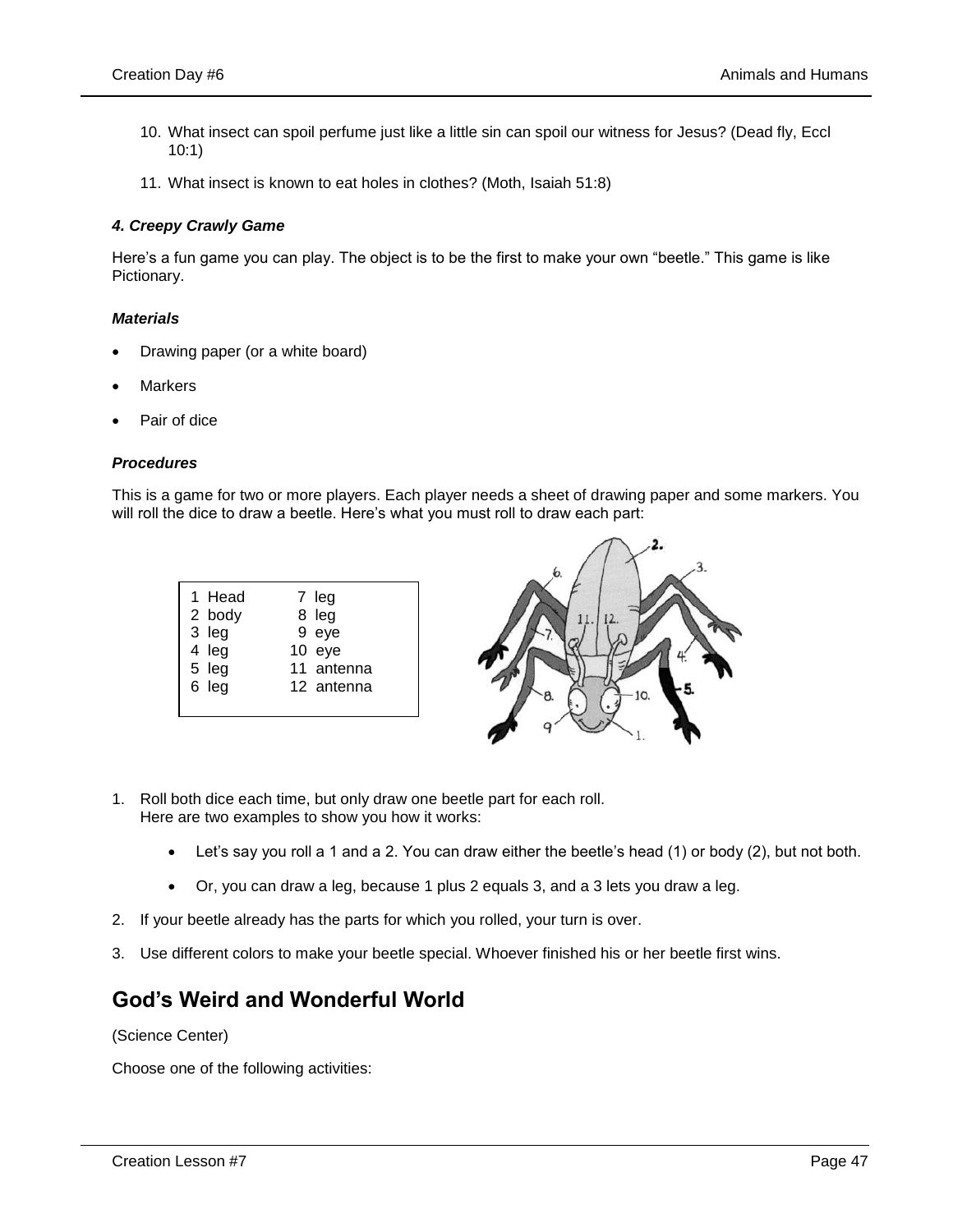10. What insect can spoil perfume just like a little sin can spoil our witness for Jesus? (Dead fly, Eccl 10:1)

11. What insect is known to eat holes in clothes? (Moth, Isaiah 51:8)

#### *4. Creepy Crawly Game*

Here's a fun game you can play. The object is to be the first to make your own "beetle." This game is like Pictionary.

#### *Materials*

- Drawing paper (or a white board)
- Markers
- Pair of dice

#### *Procedures*

This is a game for two or more players. Each player needs a sheet of drawing paper and some markers. You will roll the dice to draw a beetle. Here's what you must roll to draw each part:

| | |
|---|---|
| 1 Head | 7 leg |
| 2 body | 8 leg |
| 3 leg | 9 eye |
| 4 leg | 10 eye |
| 5 leg | 11 antenna |
| 6 leg | 12 antenna |

1. Roll both dice each time, but only draw one beetle part for each roll.
   Here are two examples to show you how it works:
   - Let's say you roll a 1 and a 2. You can draw either the beetle's head (1) or body (2), but not both.
   - Or, you can draw a leg, because 1 plus 2 equals 3, and a 3 lets you draw a leg.
2. If your beetle already has the parts for which you rolled, your turn is over.
3. Use different colors to make your beetle special. Whoever finished his or her beetle first wins.

## God's Weird and Wonderful World

(Science Center)

Choose one of the following activities: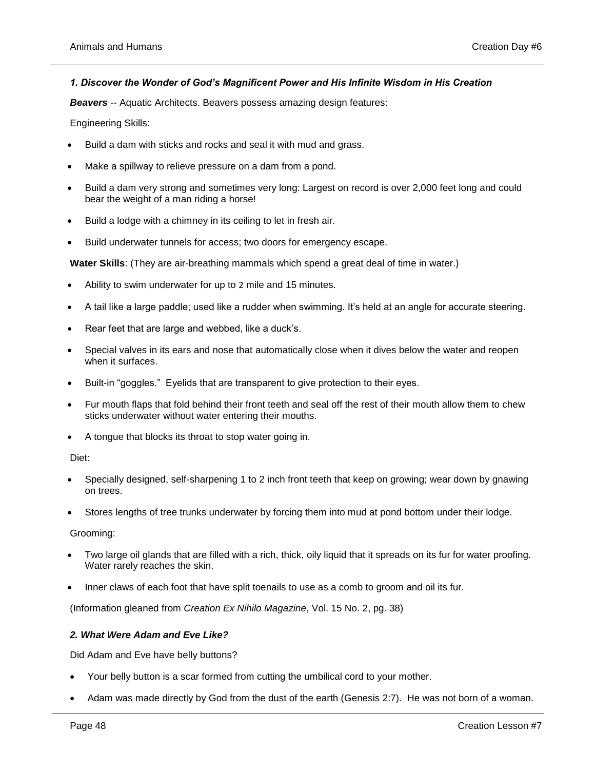### *1. Discover the Wonder of God's Magnificent Power and His Infinite Wisdom in His Creation*

***Beavers*** -- Aquatic Architects. Beavers possess amazing design features:

Engineering Skills:

- Build a dam with sticks and rocks and seal it with mud and grass.
- Make a spillway to relieve pressure on a dam from a pond.
- Build a dam very strong and sometimes very long: Largest on record is over 2,000 feet long and could bear the weight of a man riding a horse!
- Build a lodge with a chimney in its ceiling to let in fresh air.
- Build underwater tunnels for access; two doors for emergency escape.

**Water Skills**: (They are air-breathing mammals which spend a great deal of time in water.)

- Ability to swim underwater for up to 2 mile and 15 minutes.
- A tail like a large paddle; used like a rudder when swimming. It's held at an angle for accurate steering.
- Rear feet that are large and webbed, like a duck's.
- Special valves in its ears and nose that automatically close when it dives below the water and reopen when it surfaces.
- Built-in "goggles." Eyelids that are transparent to give protection to their eyes.
- Fur mouth flaps that fold behind their front teeth and seal off the rest of their mouth allow them to chew sticks underwater without water entering their mouths.
- A tongue that blocks its throat to stop water going in.

Diet:

- Specially designed, self-sharpening 1 to 2 inch front teeth that keep on growing; wear down by gnawing on trees.
- Stores lengths of tree trunks underwater by forcing them into mud at pond bottom under their lodge.

Grooming:

- Two large oil glands that are filled with a rich, thick, oily liquid that it spreads on its fur for water proofing. Water rarely reaches the skin.
- Inner claws of each foot that have split toenails to use as a comb to groom and oil its fur.

(Information gleaned from *Creation Ex Nihilo Magazine*, Vol. 15 No. 2, pg. 38)

### *2. What Were Adam and Eve Like?*

Did Adam and Eve have belly buttons?

- Your belly button is a scar formed from cutting the umbilical cord to your mother.
- Adam was made directly by God from the dust of the earth (Genesis 2:7). He was not born of a woman.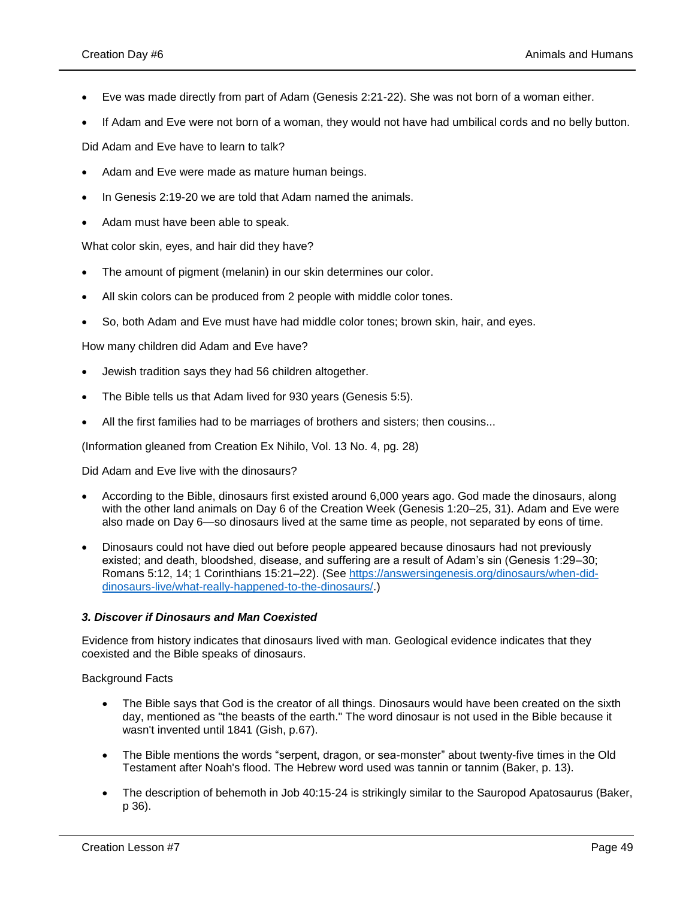- Eve was made directly from part of Adam (Genesis 2:21-22). She was not born of a woman either.
- If Adam and Eve were not born of a woman, they would not have had umbilical cords and no belly button.

Did Adam and Eve have to learn to talk?

- Adam and Eve were made as mature human beings.
- In Genesis 2:19-20 we are told that Adam named the animals.
- Adam must have been able to speak.

What color skin, eyes, and hair did they have?

- The amount of pigment (melanin) in our skin determines our color.
- All skin colors can be produced from 2 people with middle color tones.
- So, both Adam and Eve must have had middle color tones; brown skin, hair, and eyes.

How many children did Adam and Eve have?

- Jewish tradition says they had 56 children altogether.
- The Bible tells us that Adam lived for 930 years (Genesis 5:5).
- All the first families had to be marriages of brothers and sisters; then cousins...

(Information gleaned from Creation Ex Nihilo, Vol. 13 No. 4, pg. 28)

Did Adam and Eve live with the dinosaurs?

- According to the Bible, dinosaurs first existed around 6,000 years ago. God made the dinosaurs, along with the other land animals on Day 6 of the Creation Week (Genesis 1:20–25, 31). Adam and Eve were also made on Day 6—so dinosaurs lived at the same time as people, not separated by eons of time.
- Dinosaurs could not have died out before people appeared because dinosaurs had not previously existed; and death, bloodshed, disease, and suffering are a result of Adam's sin (Genesis 1:29–30; Romans 5:12, 14; 1 Corinthians 15:21–22). (See [https://answersingenesis.org/dinosaurs/when-did-dinosaurs-live/what-really-happened-to-the-dinosaurs/](https://answersingenesis.org/dinosaurs/when-did-dinosaurs-live/what-really-happened-to-the-dinosaurs/).)

### *3. Discover if Dinosaurs and Man Coexisted*

Evidence from history indicates that dinosaurs lived with man. Geological evidence indicates that they coexisted and the Bible speaks of dinosaurs.

Background Facts

- The Bible says that God is the creator of all things. Dinosaurs would have been created on the sixth day, mentioned as "the beasts of the earth." The word dinosaur is not used in the Bible because it wasn't invented until 1841 (Gish, p.67).
- The Bible mentions the words "serpent, dragon, or sea-monster" about twenty-five times in the Old Testament after Noah's flood. The Hebrew word used was tannin or tannim (Baker, p. 13).
- The description of behemoth in Job 40:15-24 is strikingly similar to the Sauropod Apatosaurus (Baker, p 36).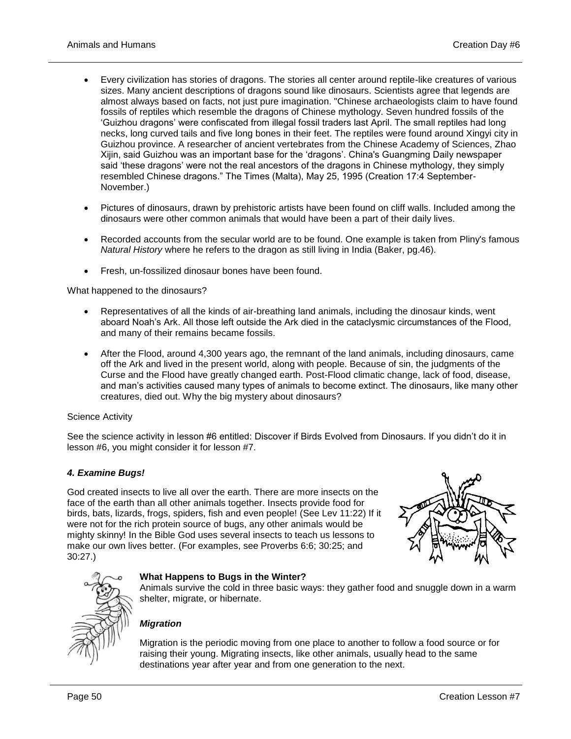- Every civilization has stories of dragons. The stories all center around reptile-like creatures of various sizes. Many ancient descriptions of dragons sound like dinosaurs. Scientists agree that legends are almost always based on facts, not just pure imagination. "Chinese archaeologists claim to have found fossils of reptiles which resemble the dragons of Chinese mythology. Seven hundred fossils of the 'Guizhou dragons' were confiscated from illegal fossil traders last April. The small reptiles had long necks, long curved tails and five long bones in their feet. The reptiles were found around Xingyi city in Guizhou province. A researcher of ancient vertebrates from the Chinese Academy of Sciences, Zhao Xijin, said Guizhou was an important base for the 'dragons'. China's Guangming Daily newspaper said 'these dragons' were not the real ancestors of the dragons in Chinese mythology, they simply resembled Chinese dragons." The Times (Malta), May 25, 1995 (Creation 17:4 September-November.)

- Pictures of dinosaurs, drawn by prehistoric artists have been found on cliff walls. Included among the dinosaurs were other common animals that would have been a part of their daily lives.

- Recorded accounts from the secular world are to be found. One example is taken from Pliny's famous *Natural History* where he refers to the dragon as still living in India (Baker, pg.46).

- Fresh, un-fossilized dinosaur bones have been found.

What happened to the dinosaurs?

- Representatives of all the kinds of air-breathing land animals, including the dinosaur kinds, went aboard Noah's Ark. All those left outside the Ark died in the cataclysmic circumstances of the Flood, and many of their remains became fossils.

- After the Flood, around 4,300 years ago, the remnant of the land animals, including dinosaurs, came off the Ark and lived in the present world, along with people. Because of sin, the judgments of the Curse and the Flood have greatly changed earth. Post-Flood climatic change, lack of food, disease, and man's activities caused many types of animals to become extinct. The dinosaurs, like many other creatures, died out. Why the big mystery about dinosaurs?

Science Activity

See the science activity in lesson #6 entitled: Discover if Birds Evolved from Dinosaurs. If you didn't do it in lesson #6, you might consider it for lesson #7.

### *4. Examine Bugs!*

God created insects to live all over the earth. There are more insects on the face of the earth than all other animals together. Insects provide food for birds, bats, lizards, frogs, spiders, fish and even people! (See Lev 11:22) If it were not for the rich protein source of bugs, any other animals would be mighty skinny! In the Bible God uses several insects to teach us lessons to make our own lives better. (For examples, see Proverbs 6:6; 30:25; and 30:27.)

**What Happens to Bugs in the Winter?**

Animals survive the cold in three basic ways: they gather food and snuggle down in a warm shelter, migrate, or hibernate.

#### *Migration*

Migration is the periodic moving from one place to another to follow a food source or for raising their young. Migrating insects, like other animals, usually head to the same destinations year after year and from one generation to the next.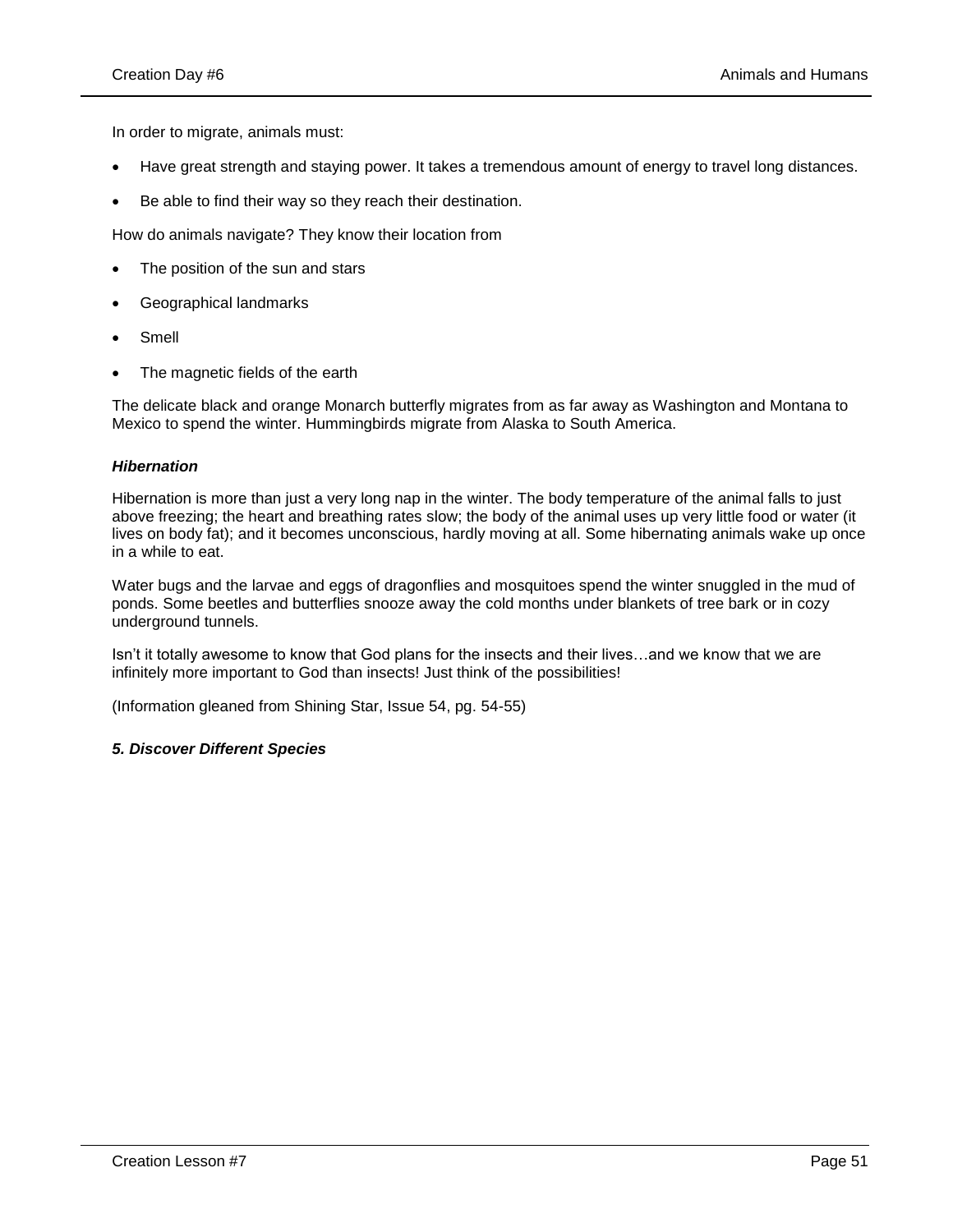In order to migrate, animals must:

- Have great strength and staying power. It takes a tremendous amount of energy to travel long distances.
- Be able to find their way so they reach their destination.

How do animals navigate? They know their location from

- The position of the sun and stars
- Geographical landmarks
- Smell
- The magnetic fields of the earth

The delicate black and orange Monarch butterfly migrates from as far away as Washington and Montana to Mexico to spend the winter. Hummingbirds migrate from Alaska to South America.

***Hibernation***

Hibernation is more than just a very long nap in the winter. The body temperature of the animal falls to just above freezing; the heart and breathing rates slow; the body of the animal uses up very little food or water (it lives on body fat); and it becomes unconscious, hardly moving at all. Some hibernating animals wake up once in a while to eat.

Water bugs and the larvae and eggs of dragonflies and mosquitoes spend the winter snuggled in the mud of ponds. Some beetles and butterflies snooze away the cold months under blankets of tree bark or in cozy underground tunnels.

Isn't it totally awesome to know that God plans for the insects and their lives…and we know that we are infinitely more important to God than insects! Just think of the possibilities!

(Information gleaned from Shining Star, Issue 54, pg. 54-55)

***5. Discover Different Species***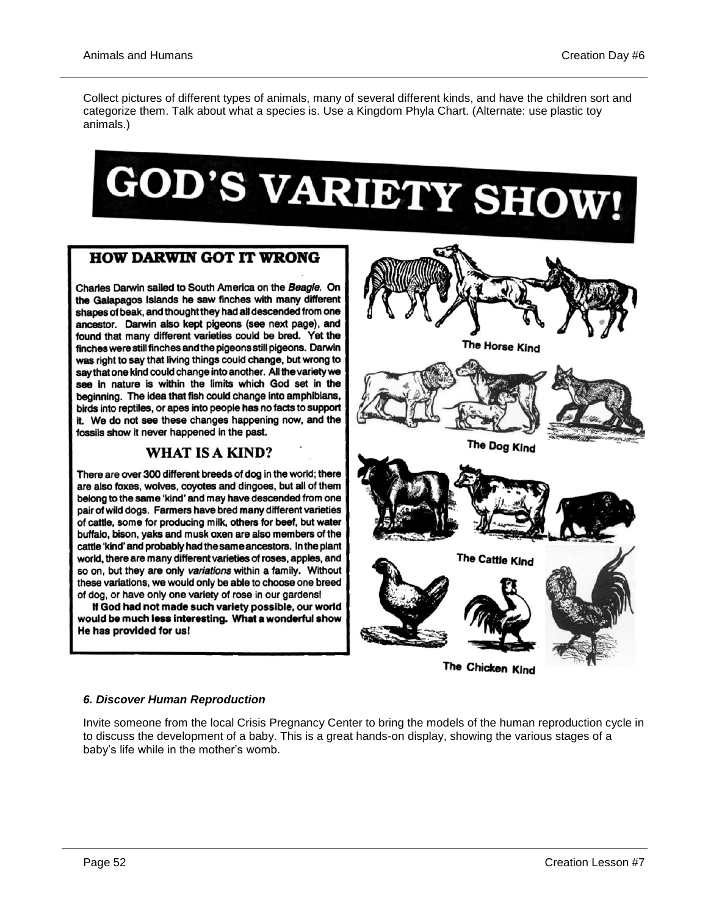Collect pictures of different types of animals, many of several different kinds, and have the children sort and categorize them. Talk about what a species is. Use a Kingdom Phyla Chart. (Alternate: use plastic toy animals.)

# GOD'S VARIETY SHOW!

## HOW DARWIN GOT IT WRONG

Charles Darwin sailed to South America on the *Beagle*. On the Galapagos Islands he saw finches with many different shapes of beak, and thought they had all descended from one ancestor. Darwin also kept pigeons (see next page), and found that many different varieties could be bred. Yet the finches were still finches and the pigeons still pigeons. Darwin was right to say that living things could change, but wrong to say that one kind could change into another. All the variety we see in nature is within the limits which God set in the beginning. The idea that fish could change into amphibians, birds into reptiles, or apes into people has no facts to support it. We do not see these changes happening now, and the fossils show it never happened in the past.

## WHAT IS A KIND?

There are over 300 different breeds of dog in the world; there are also foxes, wolves, coyotes and dingoes, but all of them belong to the same 'kind' and may have descended from one pair of wild dogs. Farmers have bred many different varieties of cattle, some for producing milk, others for beef, but water buffalo, bison, yaks and musk oxen are also members of the cattle 'kind' and probably had the same ancestors. In the plant world, there are many different varieties of roses, apples, and so on, but they are only *variations* within a family. Without these variations, we would only be able to choose one breed of dog, or have only one variety of rose in our gardens!

**If God had not made such variety possible, our world would be much less interesting. What a wonderful show He has provided for us!**

The Horse Kind

The Dog Kind

The Cattle Kind

The Chicken Kind

### *6. Discover Human Reproduction*

Invite someone from the local Crisis Pregnancy Center to bring the models of the human reproduction cycle in to discuss the development of a baby. This is a great hands-on display, showing the various stages of a baby's life while in the mother's womb.